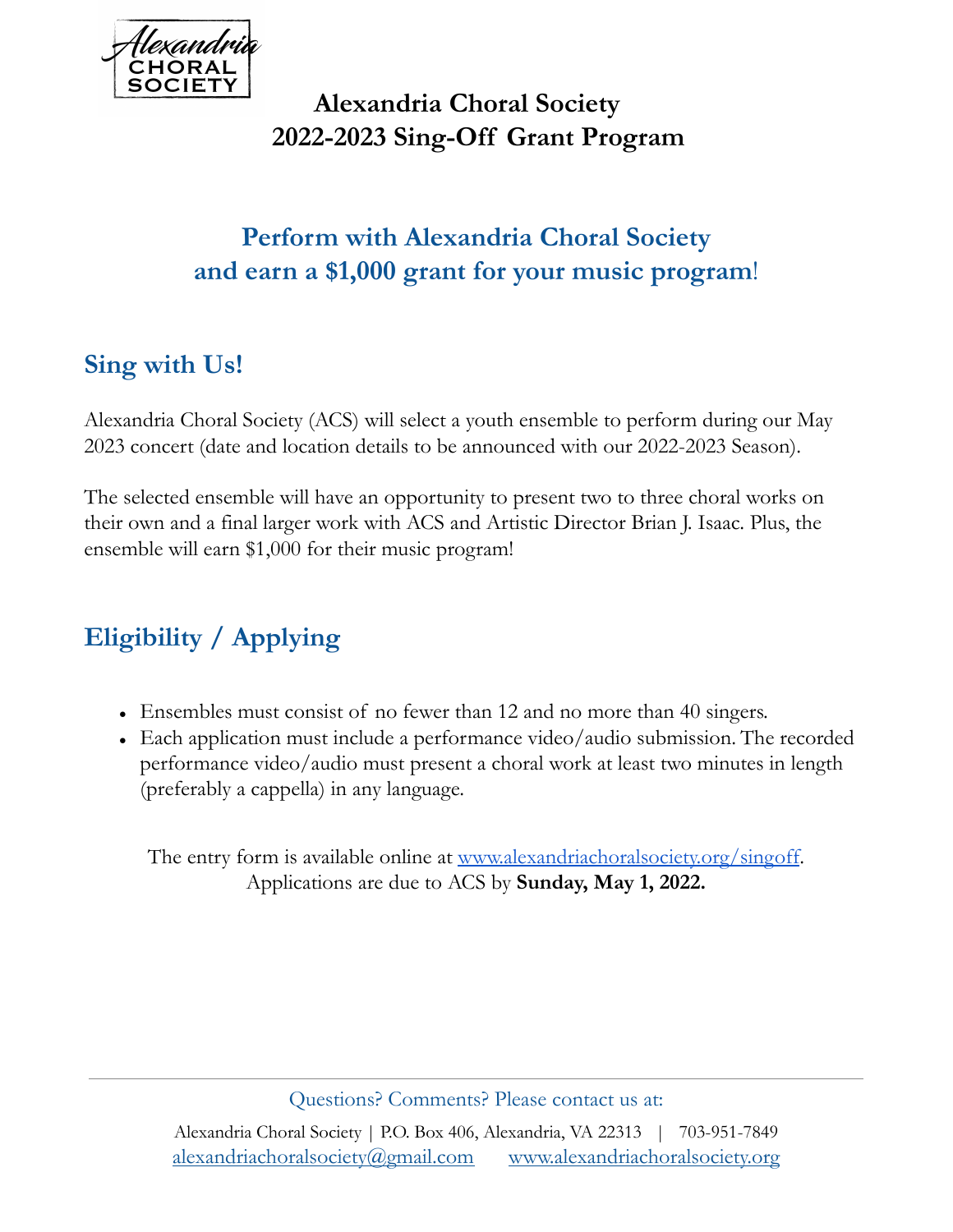# Alexandria Choral Society
# 2022-2023 Sing-Off Grant Program

## Perform with Alexandria Choral Society and earn a $1,000 grant for your music program!

## Sing with Us!

Alexandria Choral Society (ACS) will select a youth ensemble to perform during our May 2023 concert (date and location details to be announced with our 2022-2023 Season).

The selected ensemble will have an opportunity to present two to three choral works on their own and a final larger work with ACS and Artistic Director Brian J. Isaac. Plus, the ensemble will earn $1,000 for their music program!

## Eligibility / Applying

- Ensembles must consist of no fewer than 12 and no more than 40 singers.
- Each application must include a performance video/audio submission. The recorded performance video/audio must present a choral work at least two minutes in length (preferably a cappella) in any language.

The entry form is available online at [www.alexandriachoralsociety.org/singoff](http://www.alexandriachoralsociety.org/singoff). Applications are due to ACS by **Sunday, May 1, 2022.**

---

Questions? Comments? Please contact us at:

Alexandria Choral Society | P.O. Box 406, Alexandria, VA 22313 | 703-951-7849
[alexandriachoralsociety@gmail.com](mailto:alexandriachoralsociety@gmail.com) [www.alexandriachoralsociety.org](http://www.alexandriachoralsociety.org)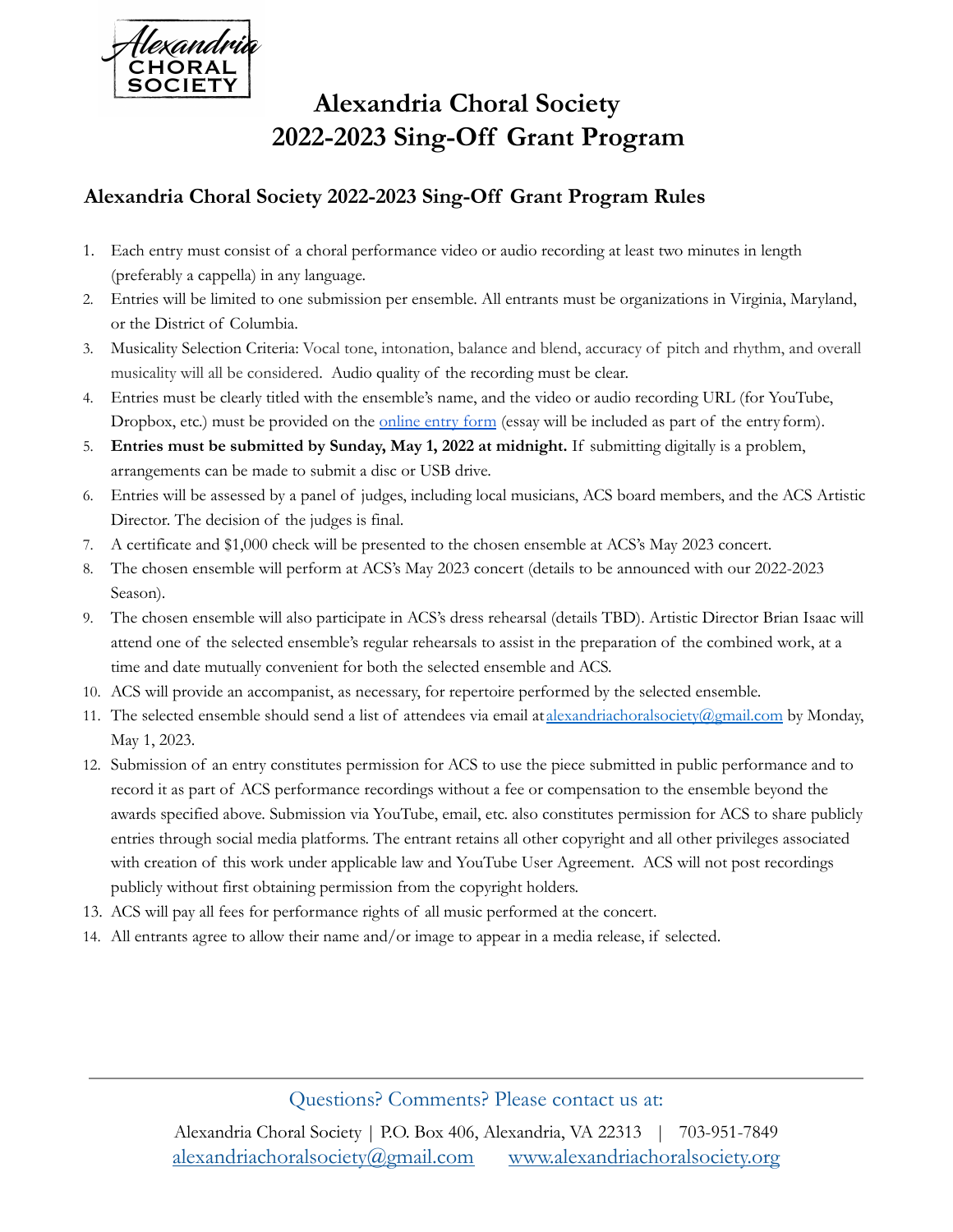# Alexandria Choral Society 2022-2023 Sing-Off Grant Program

## Alexandria Choral Society 2022-2023 Sing-Off Grant Program Rules

1. Each entry must consist of a choral performance video or audio recording at least two minutes in length (preferably a cappella) in any language.
2. Entries will be limited to one submission per ensemble. All entrants must be organizations in Virginia, Maryland, or the District of Columbia.
3. Musicality Selection Criteria: Vocal tone, intonation, balance and blend, accuracy of pitch and rhythm, and overall musicality will all be considered. Audio quality of the recording must be clear.
4. Entries must be clearly titled with the ensemble's name, and the video or audio recording URL (for YouTube, Dropbox, etc.) must be provided on the online entry form (essay will be included as part of the entry form).
5. **Entries must be submitted by Sunday, May 1, 2022 at midnight.** If submitting digitally is a problem, arrangements can be made to submit a disc or USB drive.
6. Entries will be assessed by a panel of judges, including local musicians, ACS board members, and the ACS Artistic Director. The decision of the judges is final.
7. A certificate and $1,000 check will be presented to the chosen ensemble at ACS's May 2023 concert.
8. The chosen ensemble will perform at ACS's May 2023 concert (details to be announced with our 2022-2023 Season).
9. The chosen ensemble will also participate in ACS's dress rehearsal (details TBD). Artistic Director Brian Isaac will attend one of the selected ensemble's regular rehearsals to assist in the preparation of the combined work, at a time and date mutually convenient for both the selected ensemble and ACS.
10. ACS will provide an accompanist, as necessary, for repertoire performed by the selected ensemble.
11. The selected ensemble should send a list of attendees via email at alexandriachoralsociety@gmail.com by Monday, May 1, 2023.
12. Submission of an entry constitutes permission for ACS to use the piece submitted in public performance and to record it as part of ACS performance recordings without a fee or compensation to the ensemble beyond the awards specified above. Submission via YouTube, email, etc. also constitutes permission for ACS to share publicly entries through social media platforms. The entrant retains all other copyright and all other privileges associated with creation of this work under applicable law and YouTube User Agreement. ACS will not post recordings publicly without first obtaining permission from the copyright holders.
13. ACS will pay all fees for performance rights of all music performed at the concert.
14. All entrants agree to allow their name and/or image to appear in a media release, if selected.

Questions? Comments? Please contact us at:

Alexandria Choral Society | P.O. Box 406, Alexandria, VA 22313 | 703-951-7849
alexandriachoralsociety@gmail.com www.alexandriachoralsociety.org